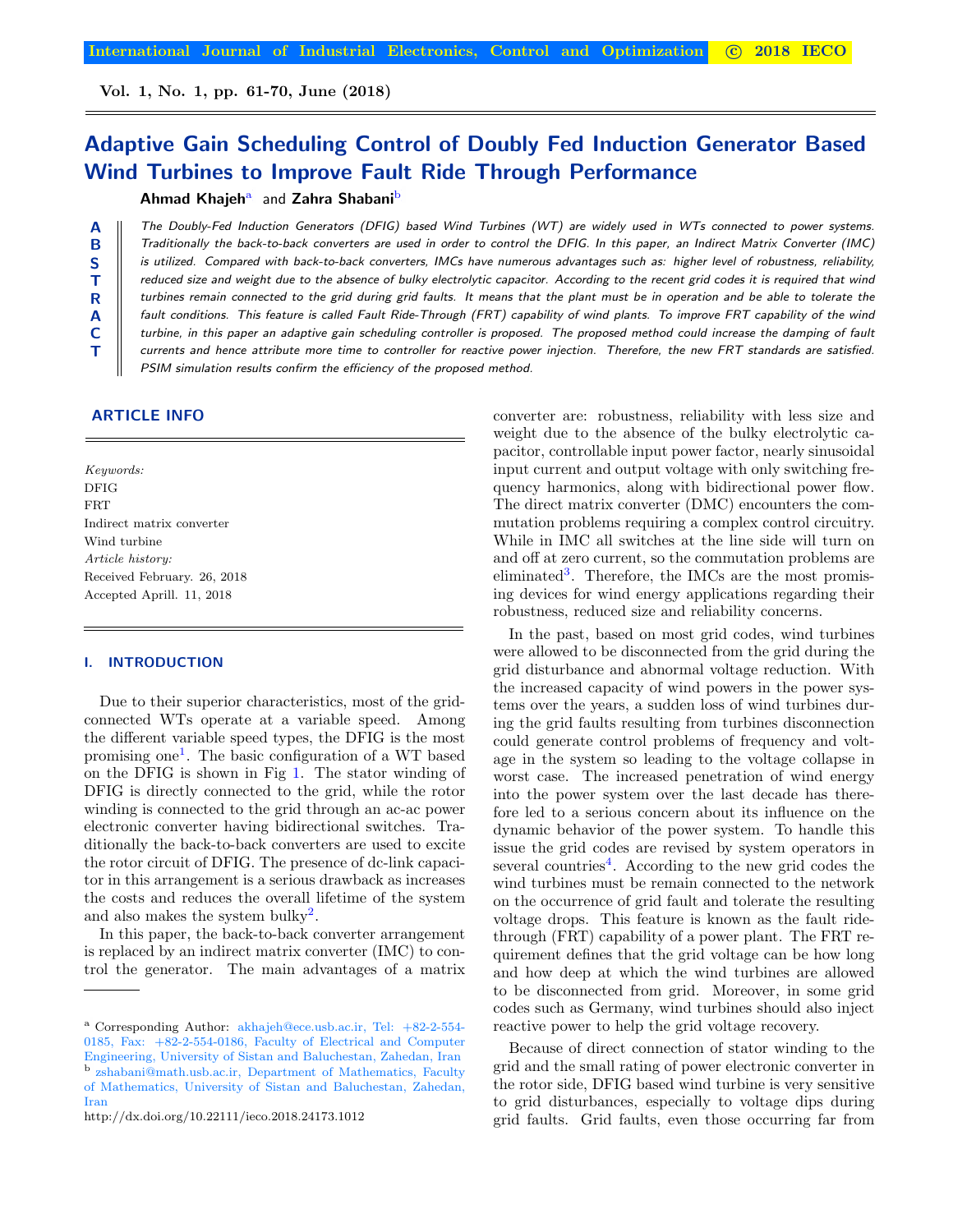# Adaptive Gain Scheduling Control of Doubly Fed Induction Generator Based Wind Turbines to Improve Fault Ride Through Performance

**Ahmad Khajeh**[a] and **Zahra Shabani**[b]

**ABSTRACT**

*The Doubly-Fed Induction Generators (DFIG) based Wind Turbines (WT) are widely used in WTs connected to power systems. Traditionally the back-to-back converters are used in order to control the DFIG. In this paper, an Indirect Matrix Converter (IMC) is utilized. Compared with back-to-back converters, IMCs have numerous advantages such as: higher level of robustness, reliability, reduced size and weight due to the absence of bulky electrolytic capacitor. According to the recent grid codes it is required that wind turbines remain connected to the grid during grid faults. It means that the plant must be in operation and be able to tolerate the fault conditions. This feature is called Fault Ride-Through (FRT) capability of wind plants. To improve FRT capability of the wind turbine, in this paper an adaptive gain scheduling controller is proposed. The proposed method could increase the damping of fault currents and hence attribute more time to controller for reactive power injection. Therefore, the new FRT standards are satisfied. PSIM simulation results confirm the efficiency of the proposed method.*

## ARTICLE INFO

*Keywords:*
DFIG
FRT
Indirect matrix converter
Wind turbine

*Article history:*
Received February. 26, 2018
Accepted Aprill. 11, 2018

## I. INTRODUCTION

Due to their superior characteristics, most of the grid-connected WTs operate at a variable speed. Among the different variable speed types, the DFIG is the most promising one[1]. The basic configuration of a WT based on the DFIG is shown in Fig 1. The stator winding of DFIG is directly connected to the grid, while the rotor winding is connected to the grid through an ac-ac power electronic converter having bidirectional switches. Traditionally the back-to-back converters are used to excite the rotor circuit of DFIG. The presence of dc-link capacitor in this arrangement is a serious drawback as increases the costs and reduces the overall lifetime of the system and also makes the system bulky[2].

In this paper, the back-to-back converter arrangement is replaced by an indirect matrix converter (IMC) to control the generator. The main advantages of a matrix converter are: robustness, reliability with less size and weight due to the absence of the bulky electrolytic capacitor, controllable input power factor, nearly sinusoidal input current and output voltage with only switching frequency harmonics, along with bidirectional power flow. The direct matrix converter (DMC) encounters the commutation problems requiring a complex control circuitry. While in IMC all switches at the line side will turn on and off at zero current, so the commutation problems are eliminated[3]. Therefore, the IMCs are the most promising devices for wind energy applications regarding their robustness, reduced size and reliability concerns.

In the past, based on most grid codes, wind turbines were allowed to be disconnected from the grid during the grid disturbance and abnormal voltage reduction. With the increased capacity of wind powers in the power systems over the years, a sudden loss of wind turbines during the grid faults resulting from turbines disconnection could generate control problems of frequency and voltage in the system so leading to the voltage collapse in worst case. The increased penetration of wind energy into the power system over the last decade has therefore led to a serious concern about its influence on the dynamic behavior of the power system. To handle this issue the grid codes are revised by system operators in several countries[4]. According to the new grid codes the wind turbines must be remain connected to the network on the occurrence of grid fault and tolerate the resulting voltage drops. This feature is known as the fault ride-through (FRT) capability of a power plant. The FRT requirement defines that the grid voltage can be how long and how deep at which the wind turbines are allowed to be disconnected from grid. Moreover, in some grid codes such as Germany, wind turbines should also inject reactive power to help the grid voltage recovery.

Because of direct connection of stator winding to the grid and the small rating of power electronic converter in the rotor side, DFIG based wind turbine is very sensitive to grid disturbances, especially to voltage dips during grid faults. Grid faults, even those occurring far from

---

[a] Corresponding Author: akhajeh@ece.usb.ac.ir, Tel: +82-2-554-0185, Fax: +82-2-554-0186, Faculty of Electrical and Computer Engineering, University of Sistan and Baluchestan, Zahedan, Iran
[b] zshabani@math.usb.ac.ir, Department of Mathematics, Faculty of Mathematics, University of Sistan and Baluchestan, Zahedan, Iran

http://dx.doi.org/10.22111/ieco.2018.24173.1012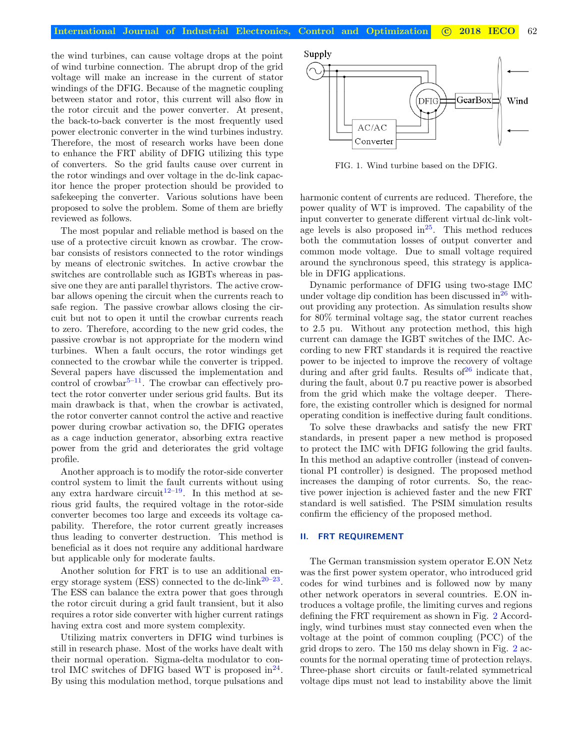the wind turbines, can cause voltage drops at the point of wind turbine connection. The abrupt drop of the grid voltage will make an increase in the current of stator windings of the DFIG. Because of the magnetic coupling between stator and rotor, this current will also flow in the rotor circuit and the power converter. At present, the back-to-back converter is the most frequently used power electronic converter in the wind turbines industry. Therefore, the most of research works have been done to enhance the FRT ability of DFIG utilizing this type of converters. So the grid faults cause over current in the rotor windings and over voltage in the dc-link capacitor hence the proper protection should be provided to safekeeping the converter. Various solutions have been proposed to solve the problem. Some of them are briefly reviewed as follows.

The most popular and reliable method is based on the use of a protective circuit known as crowbar. The crowbar consists of resistors connected to the rotor windings by means of electronic switches. In active crowbar the switches are controllable such as IGBTs whereas in passive one they are anti parallel thyristors. The active crowbar allows opening the circuit when the currents reach to safe region. The passive crowbar allows closing the circuit but not to open it until the crowbar currents reach to zero. Therefore, according to the new grid codes, the passive crowbar is not appropriate for the modern wind turbines. When a fault occurs, the rotor windings get connected to the crowbar while the converter is tripped. Several papers have discussed the implementation and control of crowbar[5–11]. The crowbar can effectively protect the rotor converter under serious grid faults. But its main drawback is that, when the crowbar is activated, the rotor converter cannot control the active and reactive power during crowbar activation so, the DFIG operates as a cage induction generator, absorbing extra reactive power from the grid and deteriorates the grid voltage profile.

Another approach is to modify the rotor-side converter control system to limit the fault currents without using any extra hardware circuit[12–19]. In this method at serious grid faults, the required voltage in the rotor-side converter becomes too large and exceeds its voltage capability. Therefore, the rotor current greatly increases thus leading to converter destruction. This method is beneficial as it does not require any additional hardware but applicable only for moderate faults.

Another solution for FRT is to use an additional energy storage system (ESS) connected to the dc-link[20–23]. The ESS can balance the extra power that goes through the rotor circuit during a grid fault transient, but it also requires a rotor side converter with higher current ratings having extra cost and more system complexity.

Utilizing matrix converters in DFIG wind turbines is still in research phase. Most of the works have dealt with their normal operation. Sigma-delta modulator to control IMC switches of DFIG based WT is proposed in[24]. By using this modulation method, torque pulsations and harmonic content of currents are reduced. Therefore, the power quality of WT is improved. The capability of the input converter to generate different virtual dc-link voltage levels is also proposed in[25]. This method reduces both the commutation losses of output converter and common mode voltage. Due to small voltage required around the synchronous speed, this strategy is applicable in DFIG applications.

FIG. 1. Wind turbine based on the DFIG.

Dynamic performance of DFIG using two-stage IMC under voltage dip condition has been discussed in[26] without providing any protection. As simulation results show for 80% terminal voltage sag, the stator current reaches to 2.5 pu. Without any protection method, this high current can damage the IGBT switches of the IMC. According to new FRT standards it is required the reactive power to be injected to improve the recovery of voltage during and after grid faults. Results of[26] indicate that, during the fault, about 0.7 pu reactive power is absorbed from the grid which make the voltage deeper. Therefore, the existing controller which is designed for normal operating condition is ineffective during fault conditions.

To solve these drawbacks and satisfy the new FRT standards, in present paper a new method is proposed to protect the IMC with DFIG following the grid faults. In this method an adaptive controller (instead of conventional PI controller) is designed. The proposed method increases the damping of rotor currents. So, the reactive power injection is achieved faster and the new FRT standard is well satisfied. The PSIM simulation results confirm the efficiency of the proposed method.

## II. FRT REQUIREMENT

The German transmission system operator E.ON Netz was the first power system operator, who introduced grid codes for wind turbines and is followed now by many other network operators in several countries. E.ON introduces a voltage profile, the limiting curves and regions defining the FRT requirement as shown in Fig. 2 Accordingly, wind turbines must stay connected even when the voltage at the point of common coupling (PCC) of the grid drops to zero. The 150 ms delay shown in Fig. 2 accounts for the normal operating time of protection relays. Three-phase short circuits or fault-related symmetrical voltage dips must not lead to instability above the limit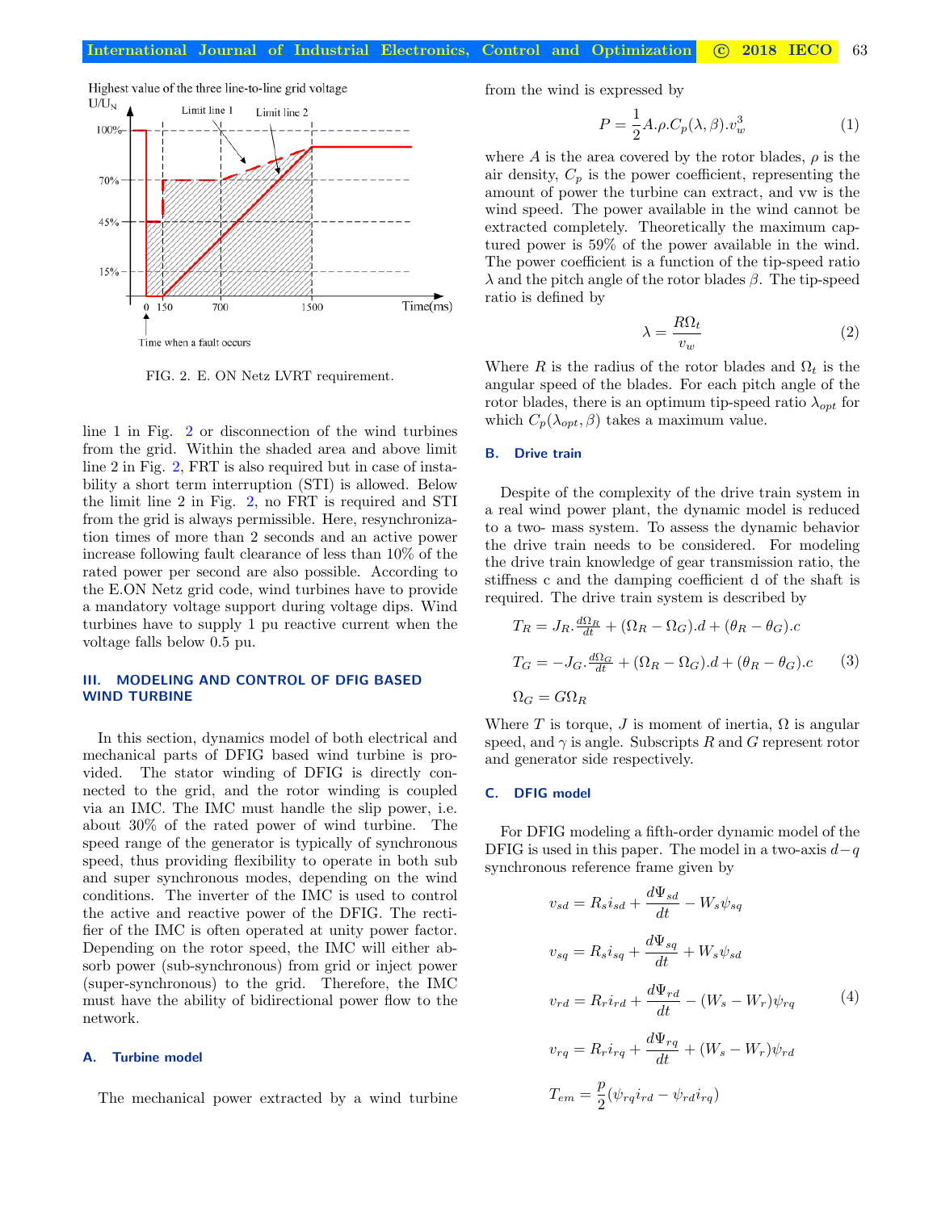FIG. 2. E. ON Netz LVRT requirement.

line 1 in Fig. 2 or disconnection of the wind turbines from the grid. Within the shaded area and above limit line 2 in Fig. 2, FRT is also required but in case of instability a short term interruption (STI) is allowed. Below the limit line 2 in Fig. 2, no FRT is required and STI from the grid is always permissible. Here, resynchronization times of more than 2 seconds and an active power increase following fault clearance of less than 10% of the rated power per second are also possible. According to the E.ON Netz grid code, wind turbines have to provide a mandatory voltage support during voltage dips. Wind turbines have to supply 1 pu reactive current when the voltage falls below 0.5 pu.

## III. MODELING AND CONTROL OF DFIG BASED WIND TURBINE

In this section, dynamics model of both electrical and mechanical parts of DFIG based wind turbine is provided. The stator winding of DFIG is directly connected to the grid, and the rotor winding is coupled via an IMC. The IMC must handle the slip power, i.e. about 30% of the rated power of wind turbine. The speed range of the generator is typically of synchronous speed, thus providing flexibility to operate in both sub and super synchronous modes, depending on the wind conditions. The inverter of the IMC is used to control the active and reactive power of the DFIG. The rectifier of the IMC is often operated at unity power factor. Depending on the rotor speed, the IMC will either absorb power (sub-synchronous) from grid or inject power (super-synchronous) to the grid. Therefore, the IMC must have the ability of bidirectional power flow to the network.

### A. Turbine model

The mechanical power extracted by a wind turbine from the wind is expressed by

$$P = \frac{1}{2} A.\rho.C_p(\lambda, \beta).v_w^3 \tag{1}$$

where $A$ is the area covered by the rotor blades, $\rho$ is the air density, $C_p$ is the power coefficient, representing the amount of power the turbine can extract, and vw is the wind speed. The power available in the wind cannot be extracted completely. Theoretically the maximum captured power is 59% of the power available in the wind. The power coefficient is a function of the tip-speed ratio $\lambda$ and the pitch angle of the rotor blades $\beta$. The tip-speed ratio is defined by

$$\lambda = \frac{R\Omega_t}{v_w} \tag{2}$$

Where $R$ is the radius of the rotor blades and $\Omega_t$ is the angular speed of the blades. For each pitch angle of the rotor blades, there is an optimum tip-speed ratio $\lambda_{opt}$ for which $C_p(\lambda_{opt}, \beta)$ takes a maximum value.

### B. Drive train

Despite of the complexity of the drive train system in a real wind power plant, the dynamic model is reduced to a two- mass system. To assess the dynamic behavior the drive train needs to be considered. For modeling the drive train knowledge of gear transmission ratio, the stiffness c and the damping coefficient d of the shaft is required. The drive train system is described by

$$\begin{aligned}
T_R &= J_R.\tfrac{d\Omega_R}{dt} + (\Omega_R - \Omega_G).d + (\theta_R - \theta_G).c \\
T_G &= -J_G.\tfrac{d\Omega_G}{dt} + (\Omega_R - \Omega_G).d + (\theta_R - \theta_G).c \\
\Omega_G &= G\Omega_R
\end{aligned} \tag{3}$$

Where $T$ is torque, $J$ is moment of inertia, $\Omega$ is angular speed, and $\gamma$ is angle. Subscripts $R$ and $G$ represent rotor and generator side respectively.

### C. DFIG model

For DFIG modeling a fifth-order dynamic model of the DFIG is used in this paper. The model in a two-axis $d-q$ synchronous reference frame given by

$$\begin{aligned}
v_{sd} &= R_s i_{sd} + \frac{d\Psi_{sd}}{dt} - W_s\psi_{sq} \\
v_{sq} &= R_s i_{sq} + \frac{d\Psi_{sq}}{dt} + W_s\psi_{sd} \\
v_{rd} &= R_r i_{rd} + \frac{d\Psi_{rd}}{dt} - (W_s - W_r)\psi_{rq} \\
v_{rq} &= R_r i_{rq} + \frac{d\Psi_{rq}}{dt} + (W_s - W_r)\psi_{rd} \\
T_{em} &= \frac{p}{2}(\psi_{rq} i_{rd} - \psi_{rd} i_{rq})
\end{aligned} \tag{4}$$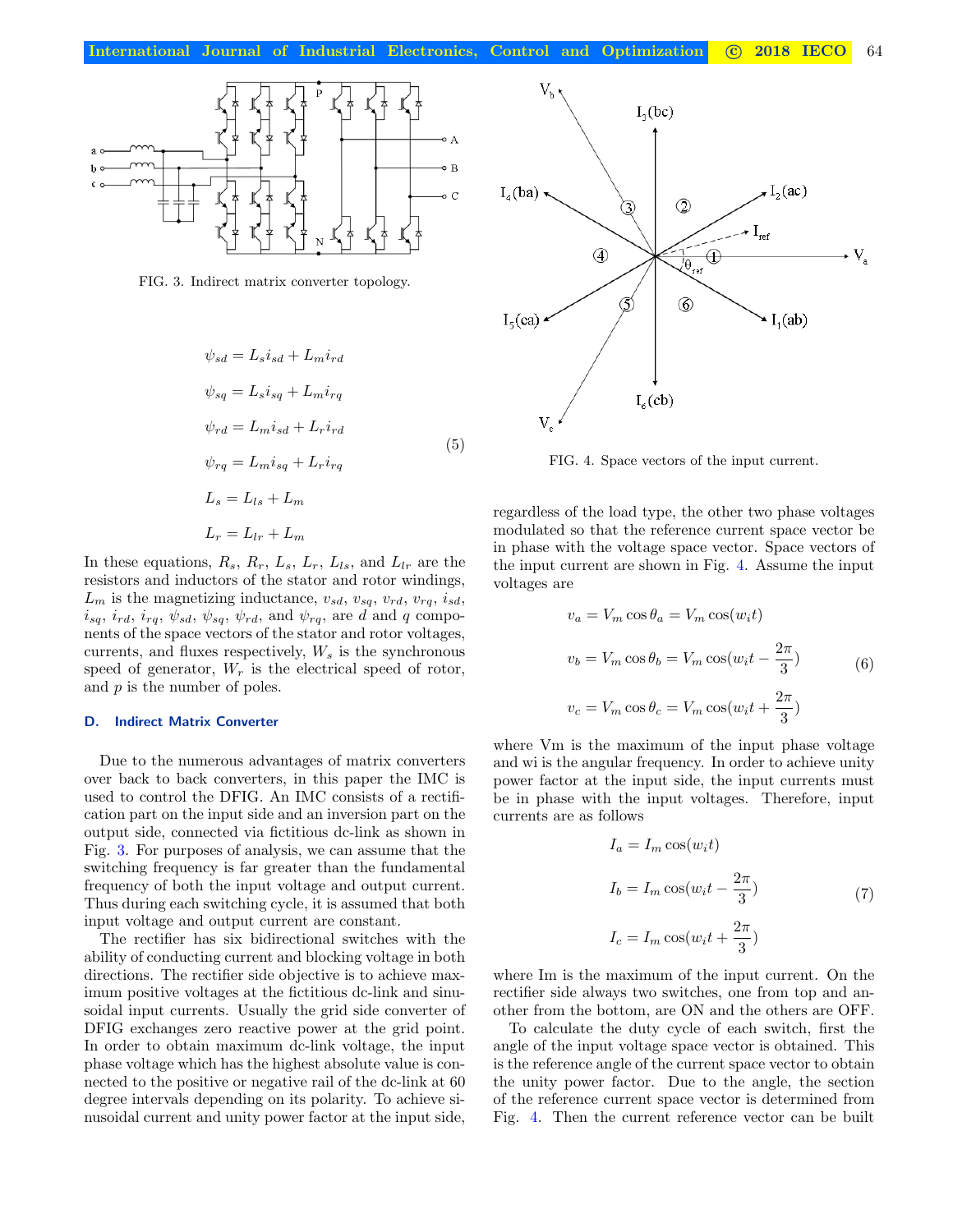FIG. 3. Indirect matrix converter topology.

$$
\begin{aligned}
\psi_{sd} &= L_s i_{sd} + L_m i_{rd} \\
\psi_{sq} &= L_s i_{sq} + L_m i_{rq} \\
\psi_{rd} &= L_m i_{sd} + L_r i_{rd} \\
\psi_{rq} &= L_m i_{sq} + L_r i_{rq} \\
L_s &= L_{ls} + L_m \\
L_r &= L_{lr} + L_m
\end{aligned}
\tag{5}
$$

In these equations, $R_s$, $R_r$, $L_s$, $L_r$, $L_{ls}$, and $L_{lr}$ are the resistors and inductors of the stator and rotor windings, $L_m$ is the magnetizing inductance, $v_{sd}$, $v_{sq}$, $v_{rd}$, $v_{rq}$, $i_{sd}$, $i_{sq}$, $i_{rd}$, $i_{rq}$, $\psi_{sd}$, $\psi_{sq}$, $\psi_{rd}$, and $\psi_{rq}$, are $d$ and $q$ components of the space vectors of the stator and rotor voltages, currents, and fluxes respectively, $W_s$ is the synchronous speed of generator, $W_r$ is the electrical speed of rotor, and $p$ is the number of poles.

### D. Indirect Matrix Converter

Due to the numerous advantages of matrix converters over back to back converters, in this paper the IMC is used to control the DFIG. An IMC consists of a rectification part on the input side and an inversion part on the output side, connected via fictitious dc-link as shown in Fig. 3. For purposes of analysis, we can assume that the switching frequency is far greater than the fundamental frequency of both the input voltage and output current. Thus during each switching cycle, it is assumed that both input voltage and output current are constant.

The rectifier has six bidirectional switches with the ability of conducting current and blocking voltage in both directions. The rectifier side objective is to achieve maximum positive voltages at the fictitious dc-link and sinusoidal input currents. Usually the grid side converter of DFIG exchanges zero reactive power at the grid point. In order to obtain maximum dc-link voltage, the input phase voltage which has the highest absolute value is connected to the positive or negative rail of the dc-link at 60 degree intervals depending on its polarity. To achieve sinusoidal current and unity power factor at the input side, regardless of the load type, the other two phase voltages modulated so that the reference current space vector be in phase with the voltage space vector. Space vectors of the input current are shown in Fig. 4. Assume the input voltages are

FIG. 4. Space vectors of the input current.

$$
\begin{aligned}
v_a &= V_m \cos\theta_a = V_m \cos(w_i t) \\
v_b &= V_m \cos\theta_b = V_m \cos(w_i t - \frac{2\pi}{3}) \\
v_c &= V_m \cos\theta_c = V_m \cos(w_i t + \frac{2\pi}{3})
\end{aligned}
\tag{6}
$$

where Vm is the maximum of the input phase voltage and wi is the angular frequency. In order to achieve unity power factor at the input side, the input currents must be in phase with the input voltages. Therefore, input currents are as follows

$$
\begin{aligned}
I_a &= I_m \cos(w_i t) \\
I_b &= I_m \cos(w_i t - \frac{2\pi}{3}) \\
I_c &= I_m \cos(w_i t + \frac{2\pi}{3})
\end{aligned}
\tag{7}
$$

where Im is the maximum of the input current. On the rectifier side always two switches, one from top and another from the bottom, are ON and the others are OFF.

To calculate the duty cycle of each switch, first the angle of the input voltage space vector is obtained. This is the reference angle of the current space vector to obtain the unity power factor. Due to the angle, the section of the reference current space vector is determined from Fig. 4. Then the current reference vector can be built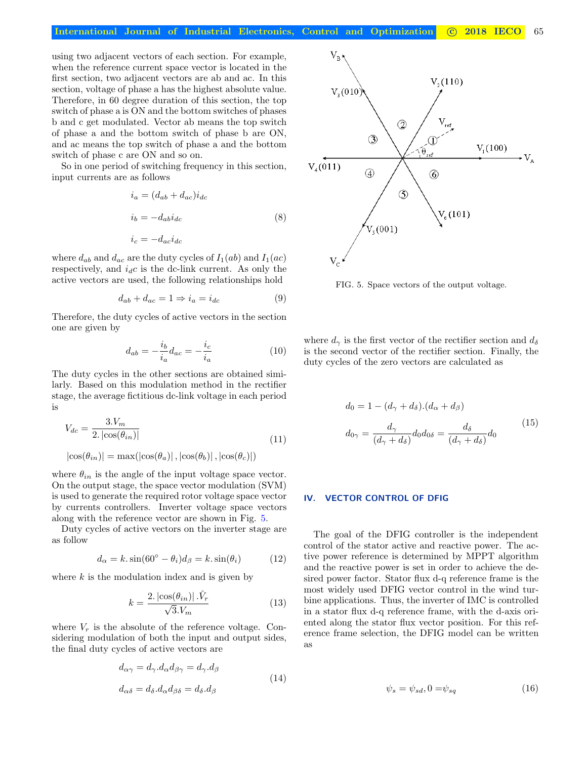using two adjacent vectors of each section. For example, when the reference current space vector is located in the first section, two adjacent vectors are ab and ac. In this section, voltage of phase a has the highest absolute value. Therefore, in 60 degree duration of this section, the top switch of phase a is ON and the bottom switches of phases b and c get modulated. Vector ab means the top switch of phase a and the bottom switch of phase b are ON, and ac means the top switch of phase a and the bottom switch of phase c are ON and so on.

So in one period of switching frequency in this section, input currents are as follows

$$
\begin{aligned}
i_a &= (d_{ab} + d_{ac}) i_{dc} \\
i_b &= -d_{ab} i_{dc} \\
i_c &= -d_{ac} i_{dc}
\end{aligned} \tag{8}
$$

where $d_{ab}$ and $d_{ac}$ are the duty cycles of $I_1(ab)$ and $I_1(ac)$ respectively, and $i_dc$ is the dc-link current. As only the active vectors are used, the following relationships hold

$$
d_{ab} + d_{ac} = 1 \Rightarrow i_a = i_{dc} \tag{9}
$$

Therefore, the duty cycles of active vectors in the section one are given by

$$
d_{ab} = -\frac{i_b}{i_a} d_{ac} = -\frac{i_c}{i_a} \tag{10}
$$

The duty cycles in the other sections are obtained similarly. Based on this modulation method in the rectifier stage, the average fictitious dc-link voltage in each period is

$$
\begin{aligned}
V_{dc} &= \frac{3.V_m}{2.\left|\cos(\theta_{in})\right|} \\
\left|\cos(\theta_{in})\right| &= \max(\left|\cos(\theta_a)\right|, \left|\cos(\theta_b)\right|, \left|\cos(\theta_c)\right|)
\end{aligned} \tag{11}
$$

where $\theta_{in}$ is the angle of the input voltage space vector. On the output stage, the space vector modulation (SVM) is used to generate the required rotor voltage space vector by currents controllers. Inverter voltage space vectors along with the reference vector are shown in Fig. 5.

FIG. 5. Space vectors of the output voltage.

Duty cycles of active vectors on the inverter stage are as follow

$$
d_\alpha = k.\sin(60^\circ - \theta_i) d_\beta = k.\sin(\theta_i) \tag{12}
$$

where $k$ is the modulation index and is given by

$$
k = \frac{2.\left|\cos(\theta_{in})\right|.\hat{V}_r}{\sqrt{3}.V_m} \tag{13}
$$

where $V_r$ is the absolute of the reference voltage. Considering modulation of both the input and output sides, the final duty cycles of active vectors are

$$
\begin{aligned}
d_{\alpha\gamma} &= d_\gamma.d_\alpha d_{\beta\gamma} = d_\gamma.d_\beta \\
d_{\alpha\delta} &= d_\delta.d_\alpha d_{\beta\delta} = d_\delta.d_\beta
\end{aligned} \tag{14}
$$

where $d_\gamma$ is the first vector of the rectifier section and $d_\delta$ is the second vector of the rectifier section. Finally, the duty cycles of the zero vectors are calculated as

$$
\begin{aligned}
d_0 &= 1 - (d_\gamma + d_\delta).(d_\alpha + d_\beta) \\
d_{0\gamma} &= \frac{d_\gamma}{(d_\gamma + d_\delta)} d_0 d_{0\delta} = \frac{d_\delta}{(d_\gamma + d_\delta)} d_0
\end{aligned} \tag{15}
$$

## IV. VECTOR CONTROL OF DFIG

The goal of the DFIG controller is the independent control of the stator active and reactive power. The active power reference is determined by MPPT algorithm and the reactive power is set in order to achieve the desired power factor. Stator flux d-q reference frame is the most widely used DFIG vector control in the wind turbine applications. Thus, the inverter of IMC is controlled in a stator flux d-q reference frame, with the d-axis oriented along the stator flux vector position. For this reference frame selection, the DFIG model can be written as

$$
\psi_s = \psi_{sd}, 0 = \psi_{sq} \tag{16}
$$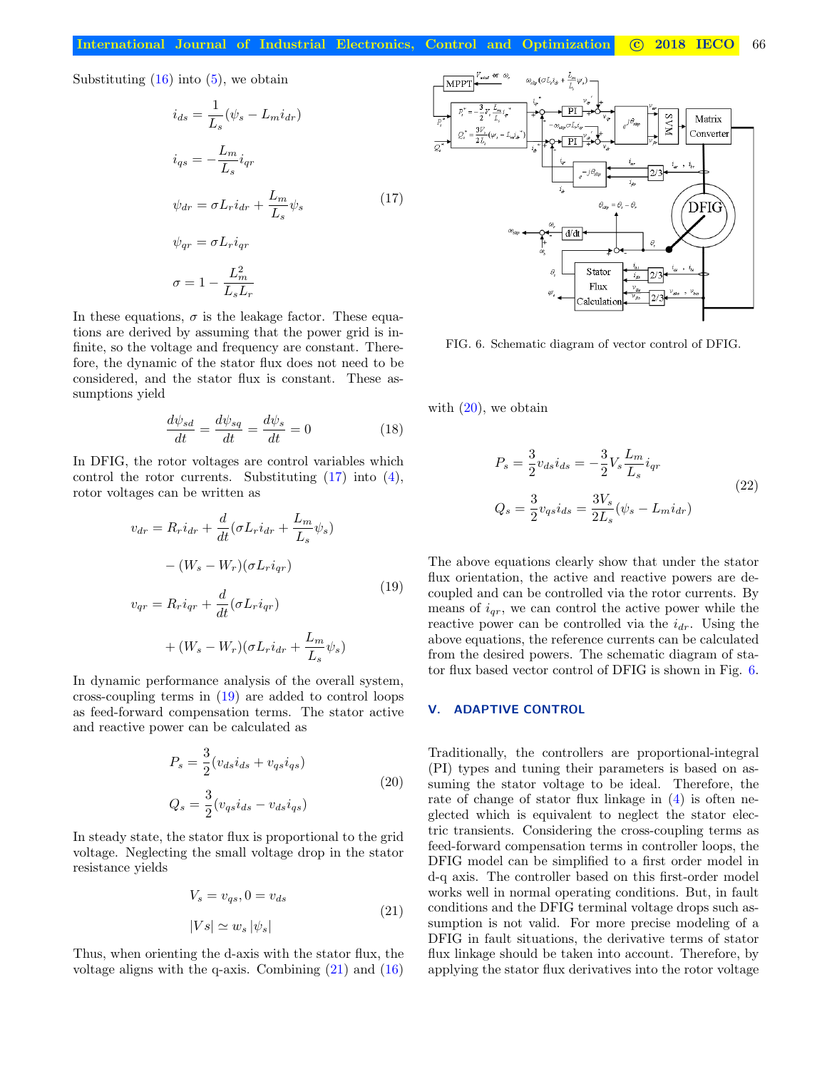Substituting (16) into (5), we obtain

$$
\begin{aligned}
i_{ds} &= \frac{1}{L_s}(\psi_s - L_m i_{dr}) \\
i_{qs} &= -\frac{L_m}{L_s} i_{qr} \\
\psi_{dr} &= \sigma L_r i_{dr} + \frac{L_m}{L_s}\psi_s \\
\psi_{qr} &= \sigma L_r i_{qr} \\
\sigma &= 1 - \frac{L_m^2}{L_s L_r}
\end{aligned}
\tag{17}
$$

In these equations, $\sigma$ is the leakage factor. These equations are derived by assuming that the power grid is infinite, so the voltage and frequency are constant. Therefore, the dynamic of the stator flux does not need to be considered, and the stator flux is constant. These assumptions yield

$$
\frac{d\psi_{sd}}{dt} = \frac{d\psi_{sq}}{dt} = \frac{d\psi_s}{dt} = 0 \tag{18}
$$

In DFIG, the rotor voltages are control variables which control the rotor currents. Substituting (17) into (4), rotor voltages can be written as

$$
\begin{aligned}
v_{dr} &= R_r i_{dr} + \frac{d}{dt}(\sigma L_r i_{dr} + \frac{L_m}{L_s}\psi_s) \\
&\quad - (W_s - W_r)(\sigma L_r i_{qr}) \\
v_{qr} &= R_r i_{qr} + \frac{d}{dt}(\sigma L_r i_{qr}) \\
&\quad + (W_s - W_r)(\sigma L_r i_{dr} + \frac{L_m}{L_s}\psi_s)
\end{aligned}
\tag{19}
$$

In dynamic performance analysis of the overall system, cross-coupling terms in (19) are added to control loops as feed-forward compensation terms. The stator active and reactive power can be calculated as

$$
\begin{aligned}
P_s &= \frac{3}{2}(v_{ds} i_{ds} + v_{qs} i_{qs}) \\
Q_s &= \frac{3}{2}(v_{qs} i_{ds} - v_{ds} i_{qs})
\end{aligned}
\tag{20}
$$

In steady state, the stator flux is proportional to the grid voltage. Neglecting the small voltage drop in the stator resistance yields

$$
\begin{aligned}
&V_s = v_{qs}, 0 = v_{ds} \\
&|Vs| \simeq w_s \, |\psi_s|
\end{aligned}
\tag{21}
$$

Thus, when orienting the d-axis with the stator flux, the voltage aligns with the q-axis. Combining (21) and (16) with (20), we obtain

FIG. 6. Schematic diagram of vector control of DFIG.

$$
\begin{aligned}
P_s &= \frac{3}{2} v_{ds} i_{ds} = -\frac{3}{2} V_s \frac{L_m}{L_s} i_{qr} \\
Q_s &= \frac{3}{2} v_{qs} i_{ds} = \frac{3V_s}{2L_s}(\psi_s - L_m i_{dr})
\end{aligned}
\tag{22}
$$

The above equations clearly show that under the stator flux orientation, the active and reactive powers are decoupled and can be controlled via the rotor currents. By means of $i_{qr}$, we can control the active power while the reactive power can be controlled via the $i_{dr}$. Using the above equations, the reference currents can be calculated from the desired powers. The schematic diagram of stator flux based vector control of DFIG is shown in Fig. 6.

## V. ADAPTIVE CONTROL

Traditionally, the controllers are proportional-integral (PI) types and tuning their parameters is based on assuming the stator voltage to be ideal. Therefore, the rate of change of stator flux linkage in (4) is often neglected which is equivalent to neglect the stator electric transients. Considering the cross-coupling terms as feed-forward compensation terms in controller loops, the DFIG model can be simplified to a first order model in d-q axis. The controller based on this first-order model works well in normal operating conditions. But, in fault conditions and the DFIG terminal voltage drops such assumption is not valid. For more precise modeling of a DFIG in fault situations, the derivative terms of stator flux linkage should be taken into account. Therefore, by applying the stator flux derivatives into the rotor voltage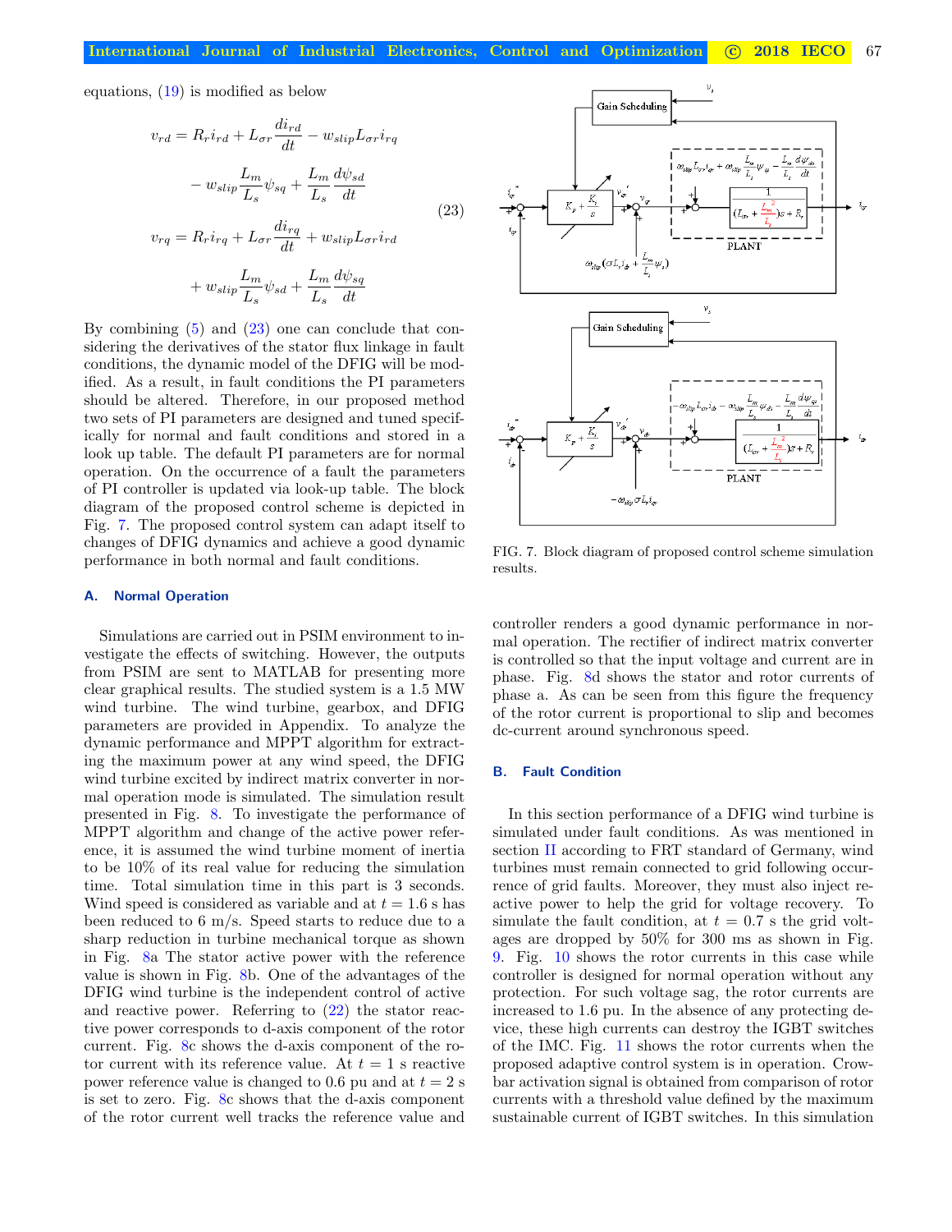equations, (19) is modified as below

$$
\begin{aligned}
v_{rd} &= R_r i_{rd} + L_{\sigma r}\frac{di_{rd}}{dt} - w_{slip}L_{\sigma r}i_{rq} \\
&\quad - w_{slip}\frac{L_m}{L_s}\psi_{sq} + \frac{L_m}{L_s}\frac{d\psi_{sd}}{dt} \\
v_{rq} &= R_r i_{rq} + L_{\sigma r}\frac{di_{rq}}{dt} + w_{slip}L_{\sigma r}i_{rd} \\
&\quad + w_{slip}\frac{L_m}{L_s}\psi_{sd} + \frac{L_m}{L_s}\frac{d\psi_{sq}}{dt}
\end{aligned}
\tag{23}
$$

By combining (5) and (23) one can conclude that considering the derivatives of the stator flux linkage in fault conditions, the dynamic model of the DFIG will be modified. As a result, in fault conditions the PI parameters should be altered. Therefore, in our proposed method two sets of PI parameters are designed and tuned specifically for normal and fault conditions and stored in a look up table. The default PI parameters are for normal operation. On the occurrence of a fault the parameters of PI controller is updated via look-up table. The block diagram of the proposed control scheme is depicted in Fig. 7. The proposed control system can adapt itself to changes of DFIG dynamics and achieve a good dynamic performance in both normal and fault conditions.

FIG. 7. Block diagram of proposed control scheme simulation results.

### A. Normal Operation

Simulations are carried out in PSIM environment to investigate the effects of switching. However, the outputs from PSIM are sent to MATLAB for presenting more clear graphical results. The studied system is a 1.5 MW wind turbine. The wind turbine, gearbox, and DFIG parameters are provided in Appendix. To analyze the dynamic performance and MPPT algorithm for extracting the maximum power at any wind speed, the DFIG wind turbine excited by indirect matrix converter in normal operation mode is simulated. The simulation result presented in Fig. 8. To investigate the performance of MPPT algorithm and change of the active power reference, it is assumed the wind turbine moment of inertia to be 10% of its real value for reducing the simulation time. Total simulation time in this part is 3 seconds. Wind speed is considered as variable and at $t = 1.6$ s has been reduced to 6 m/s. Speed starts to reduce due to a sharp reduction in turbine mechanical torque as shown in Fig. 8a The stator active power with the reference value is shown in Fig. 8b. One of the advantages of the DFIG wind turbine is the independent control of active and reactive power. Referring to (22) the stator reactive power corresponds to d-axis component of the rotor current. Fig. 8c shows the d-axis component of the rotor current with its reference value. At $t = 1$ s reactive power reference value is changed to 0.6 pu and at $t = 2$ s is set to zero. Fig. 8c shows that the d-axis component of the rotor current well tracks the reference value and controller renders a good dynamic performance in normal operation. The rectifier of indirect matrix converter is controlled so that the input voltage and current are in phase. Fig. 8d shows the stator and rotor currents of phase a. As can be seen from this figure the frequency of the rotor current is proportional to slip and becomes dc-current around synchronous speed.

### B. Fault Condition

In this section performance of a DFIG wind turbine is simulated under fault conditions. As was mentioned in section II according to FRT standard of Germany, wind turbines must remain connected to grid following occurrence of grid faults. Moreover, they must also inject reactive power to help the grid for voltage recovery. To simulate the fault condition, at $t = 0.7$ s the grid voltages are dropped by 50% for 300 ms as shown in Fig. 9. Fig. 10 shows the rotor currents in this case while controller is designed for normal operation without any protection. For such voltage sag, the rotor currents are increased to 1.6 pu. In the absence of any protecting device, these high currents can destroy the IGBT switches of the IMC. Fig. 11 shows the rotor currents when the proposed adaptive control system is in operation. Crowbar activation signal is obtained from comparison of rotor currents with a threshold value defined by the maximum sustainable current of IGBT switches. In this simulation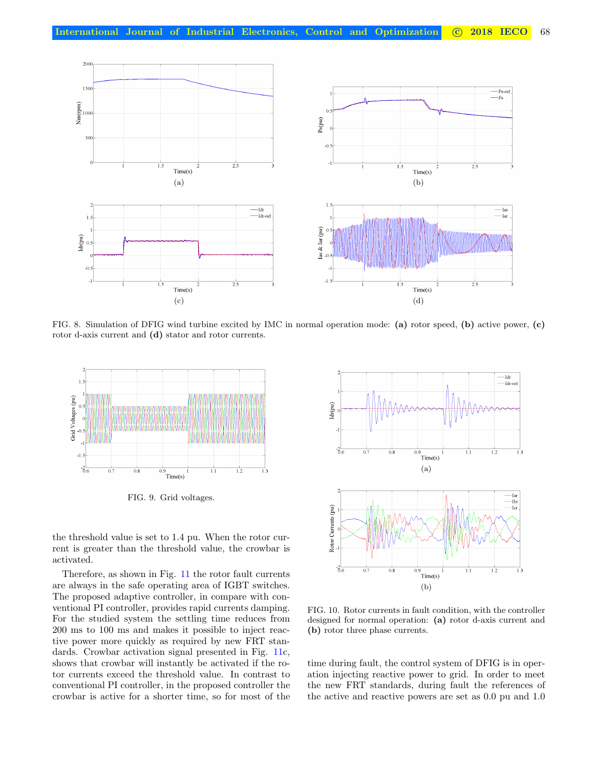FIG. 8. Simulation of DFIG wind turbine excited by IMC in normal operation mode: **(a)** rotor speed, **(b)** active power, **(c)** rotor d-axis current and **(d)** stator and rotor currents.

FIG. 9. Grid voltages.

FIG. 10. Rotor currents in fault condition, with the controller designed for normal operation: **(a)** rotor d-axis current and **(b)** rotor three phase currents.

the threshold value is set to 1.4 pu. When the rotor current is greater than the threshold value, the crowbar is activated.

Therefore, as shown in Fig. 11 the rotor fault currents are always in the safe operating area of IGBT switches. The proposed adaptive controller, in compare with conventional PI controller, provides rapid currents damping. For the studied system the settling time reduces from 200 ms to 100 ms and makes it possible to inject reactive power more quickly as required by new FRT standards. Crowbar activation signal presented in Fig. 11c, shows that crowbar will instantly be activated if the rotor currents exceed the threshold value. In contrast to conventional PI controller, in the proposed controller the crowbar is active for a shorter time, so for most of the time during fault, the control system of DFIG is in operation injecting reactive power to grid. In order to meet the new FRT standards, during fault the references of the active and reactive powers are set as 0.0 pu and 1.0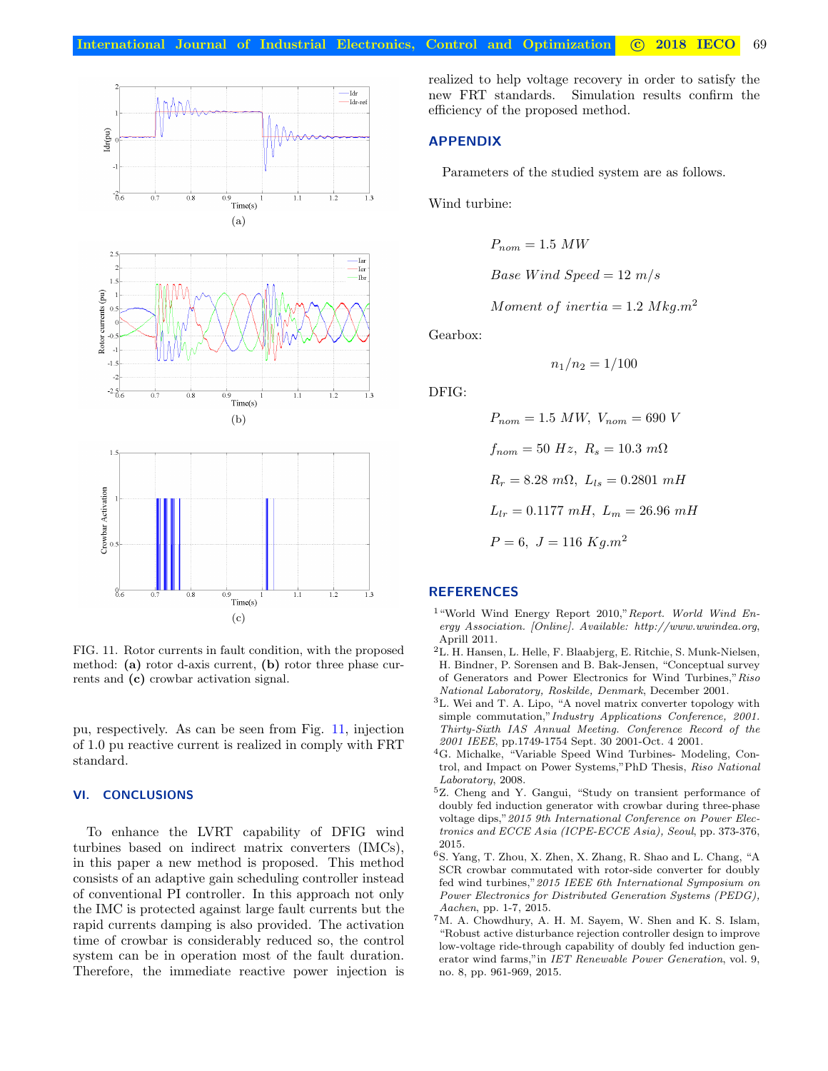FIG. 11. Rotor currents in fault condition, with the proposed method: **(a)** rotor d-axis current, **(b)** rotor three phase currents and **(c)** crowbar activation signal.

pu, respectively. As can be seen from Fig. 11, injection of 1.0 pu reactive current is realized in comply with FRT standard.

## VI. CONCLUSIONS

To enhance the LVRT capability of DFIG wind turbines based on indirect matrix converters (IMCs), in this paper a new method is proposed. This method consists of an adaptive gain scheduling controller instead of conventional PI controller. In this approach not only the IMC is protected against large fault currents but the rapid currents damping is also provided. The activation time of crowbar is considerably reduced so, the control system can be in operation most of the fault duration. Therefore, the immediate reactive power injection is realized to help voltage recovery in order to satisfy the new FRT standards. Simulation results confirm the efficiency of the proposed method.

## APPENDIX

Parameters of the studied system are as follows.

Wind turbine:

$$P_{nom} = 1.5\ MW$$

$$Base\ Wind\ Speed = 12\ m/s$$

$$Moment\ of\ inertia = 1.2\ Mkg.m^2$$

Gearbox:

$$n_1/n_2 = 1/100$$

DFIG:

$$P_{nom} = 1.5\ MW,\ V_{nom} = 690\ V$$

$$f_{nom} = 50\ Hz,\ R_s = 10.3\ m\Omega$$

$$R_r = 8.28\ m\Omega,\ L_{ls} = 0.2801\ mH$$

$$L_{lr} = 0.1177\ mH,\ L_m = 26.96\ mH$$

$$P = 6,\ J = 116\ Kg.m^2$$

## REFERENCES

[1] "World Wind Energy Report 2010," *Report. World Wind Energy Association. [Online]. Available: http://www.wwindea.org*, Aprill 2011.

[2] L. H. Hansen, L. Helle, F. Blaabjerg, E. Ritchie, S. Munk-Nielsen, H. Bindner, P. Sorensen and B. Bak-Jensen, "Conceptual survey of Generators and Power Electronics for Wind Turbines," *Riso National Laboratory, Roskilde, Denmark*, December 2001.

[3] L. Wei and T. A. Lipo, "A novel matrix converter topology with simple commutation," *Industry Applications Conference, 2001. Thirty-Sixth IAS Annual Meeting. Conference Record of the 2001 IEEE*, pp.1749-1754 Sept. 30 2001-Oct. 4 2001.

[4] G. Michalke, "Variable Speed Wind Turbines- Modeling, Control, and Impact on Power Systems," PhD Thesis, *Riso National Laboratory*, 2008.

[5] Z. Cheng and Y. Gangui, "Study on transient performance of doubly fed induction generator with crowbar during three-phase voltage dips," *2015 9th International Conference on Power Electronics and ECCE Asia (ICPE-ECCE Asia), Seoul*, pp. 373-376, 2015.

[6] S. Yang, T. Zhou, X. Zhen, X. Zhang, R. Shao and L. Chang, "A SCR crowbar commutated with rotor-side converter for doubly fed wind turbines," *2015 IEEE 6th International Symposium on Power Electronics for Distributed Generation Systems (PEDG), Aachen*, pp. 1-7, 2015.

[7] M. A. Chowdhury, A. H. M. Sayem, W. Shen and K. S. Islam, "Robust active disturbance rejection controller design to improve low-voltage ride-through capability of doubly fed induction generator wind farms," in *IET Renewable Power Generation*, vol. 9, no. 8, pp. 961-969, 2015.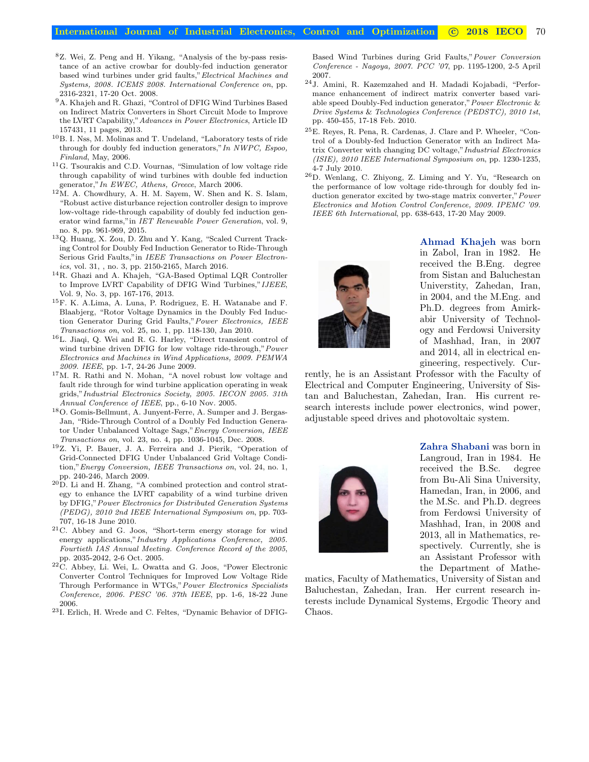[8]Z. Wei, Z. Peng and H. Yikang, "Analysis of the by-pass resistance of an active crowbar for doubly-fed induction generator based wind turbines under grid faults," *Electrical Machines and Systems, 2008. ICEMS 2008. International Conference on*, pp. 2316-2321, 17-20 Oct. 2008.

[9]A. Khajeh and R. Ghazi, "Control of DFIG Wind Turbines Based on Indirect Matrix Converters in Short Circuit Mode to Improve the LVRT Capability," *Advances in Power Electronics*, Article ID 157431, 11 pages, 2013.

[10]B. I. Nss, M. Molinas and T. Undeland, "Laboratory tests of ride through for doubly fed induction generators," *In NWPC, Espoo, Finland*, May, 2006.

[11]G. Tsourakis and C.D. Vournas, "Simulation of low voltage ride through capability of wind turbines with double fed induction generator," *In EWEC, Athens, Greece*, March 2006.

[12]M. A. Chowdhury, A. H. M. Sayem, W. Shen and K. S. Islam, "Robust active disturbance rejection controller design to improve low-voltage ride-through capability of doubly fed induction generator wind farms," in *IET Renewable Power Generation*, vol. 9, no. 8, pp. 961-969, 2015.

[13]Q. Huang, X. Zou, D. Zhu and Y. Kang, "Scaled Current Tracking Control for Doubly Fed Induction Generator to Ride-Through Serious Grid Faults," in *IEEE Transactions on Power Electronics*, vol. 31, , no. 3, pp. 2150-2165, March 2016.

[14]R. Ghazi and A. Khajeh, "GA-Based Optimal LQR Controller to Improve LVRT Capability of DFIG Wind Turbines," *IJEEE*, Vol. 9, No. 3, pp. 167-176, 2013.

[15]F. K. A.Lima, A. Luna, P. Rodriguez, E. H. Watanabe and F. Blaabjerg, "Rotor Voltage Dynamics in the Doubly Fed Induction Generator During Grid Faults," *Power Electronics, IEEE Transactions on*, vol. 25, no. 1, pp. 118-130, Jan 2010.

[16]L. Jiaqi, Q. Wei and R. G. Harley, "Direct transient control of wind turbine driven DFIG for low voltage ride-through," *Power Electronics and Machines in Wind Applications, 2009. PEMWA 2009. IEEE*, pp. 1-7, 24-26 June 2009.

[17]M. R. Rathi and N. Mohan, "A novel robust low voltage and fault ride through for wind turbine application operating in weak grids," *Industrial Electronics Society, 2005. IECON 2005. 31th Annual Conference of IEEE*, pp., 6-10 Nov. 2005.

[18]O. Gomis-Bellmunt, A. Junyent-Ferre, A. Sumper and J. Bergas-Jan, "Ride-Through Control of a Doubly Fed Induction Generator Under Unbalanced Voltage Sags," *Energy Conversion, IEEE Transactions on*, vol. 23, no. 4, pp. 1036-1045, Dec. 2008.

[19]Z. Yi, P. Bauer, J. A. Ferreira and J. Pierik, "Operation of Grid-Connected DFIG Under Unbalanced Grid Voltage Condition," *Energy Conversion, IEEE Transactions on*, vol. 24, no. 1, pp. 240-246, March 2009.

[20]D. Li and H. Zhang, "A combined protection and control strategy to enhance the LVRT capability of a wind turbine driven by DFIG," *Power Electronics for Distributed Generation Systems (PEDG), 2010 2nd IEEE International Symposium on*, pp. 703-707, 16-18 June 2010.

[21]C. Abbey and G. Joos, "Short-term energy storage for wind energy applications," *Industry Applications Conference, 2005. Fourtieth IAS Annual Meeting. Conference Record of the 2005*, pp. 2035-2042, 2-6 Oct. 2005.

[22]C. Abbey, Li. Wei, L. Owatta and G. Joos, "Power Electronic Converter Control Techniques for Improved Low Voltage Ride Through Performance in WTGs," *Power Electronics Specialists Conference, 2006. PESC '06. 37th IEEE*, pp. 1-6, 18-22 June 2006.

[23]I. Erlich, H. Wrede and C. Feltes, "Dynamic Behavior of DFIG-Based Wind Turbines during Grid Faults," *Power Conversion Conference - Nagoya, 2007. PCC '07*, pp. 1195-1200, 2-5 April 2007.

[24]J. Amini, R. Kazemzahed and H. Madadi Kojabadi, "Performance enhancement of indirect matrix converter based variable speed Doubly-Fed induction generator," *Power Electronic & Drive Systems & Technologies Conference (PEDSTC), 2010 1st*, pp. 450-455, 17-18 Feb. 2010.

[25]E. Reyes, R. Pena, R. Cardenas, J. Clare and P. Wheeler, "Control of a Doubly-fed Induction Generator with an Indirect Matrix Converter with changing DC voltage," *Industrial Electronics (ISIE), 2010 IEEE International Symposium on*, pp. 1230-1235, 4-7 July 2010.

[26]D. Wenlang, C. Zhiyong, Z. Liming and Y. Yu, "Research on the performance of low voltage ride-through for doubly fed induction generator excited by two-stage matrix converter," *Power Electronics and Motion Control Conference, 2009. IPEMC '09. IEEE 6th International*, pp. 638-643, 17-20 May 2009.

**Ahmad Khajeh** was born in Zabol, Iran in 1982. He received the B.Eng. degree from Sistan and Baluchestan Universtity, Zahedan, Iran, in 2004, and the M.Eng. and Ph.D. degrees from Amirkabir University of Technology and Ferdowsi University of Mashhad, Iran, in 2007 and 2014, all in electrical engineering, respectively. Currently, he is an Assistant Professor with the Faculty of Electrical and Computer Engineering, University of Sistan and Baluchestan, Zahedan, Iran. His current research interests include power electronics, wind power, adjustable speed drives and photovoltaic system.

**Zahra Shabani** was born in Langroud, Iran in 1984. He received the B.Sc. degree from Bu-Ali Sina University, Hamedan, Iran, in 2006, and the M.Sc. and Ph.D. degrees from Ferdowsi University of Mashhad, Iran, in 2008 and 2013, all in Mathematics, respectively. Currently, she is an Assistant Professor with the Department of Mathematics, Faculty of Mathematics, University of Sistan and Baluchestan, Zahedan, Iran. Her current research interests include Dynamical Systems, Ergodic Theory and Chaos.